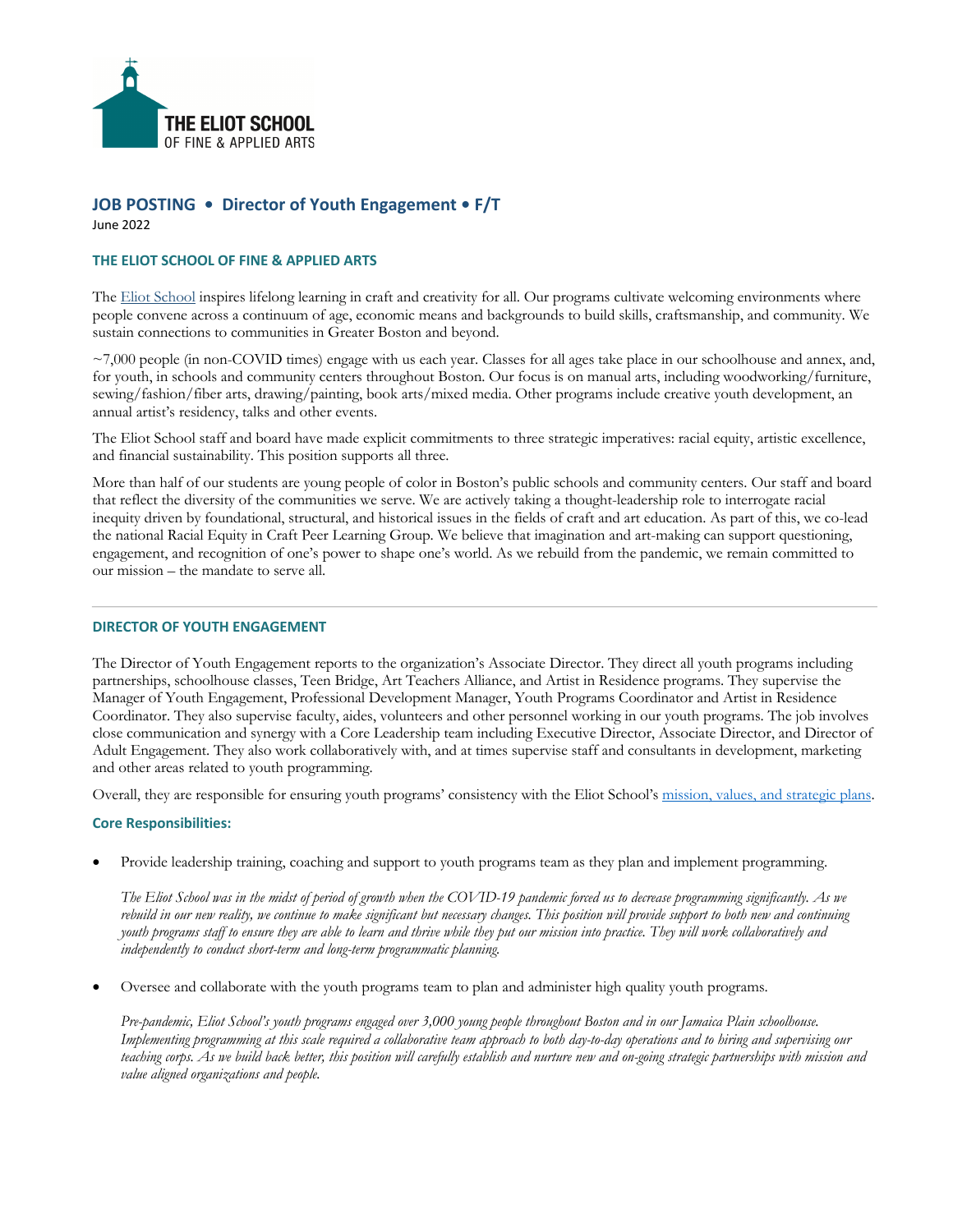THE ELIOT SCHOOL
OF FINE & APPLIED ARTS

# JOB POSTING • Director of Youth Engagement • F/T

June 2022

## THE ELIOT SCHOOL OF FINE & APPLIED ARTS

The Eliot School inspires lifelong learning in craft and creativity for all. Our programs cultivate welcoming environments where people convene across a continuum of age, economic means and backgrounds to build skills, craftsmanship, and community. We sustain connections to communities in Greater Boston and beyond.

~7,000 people (in non-COVID times) engage with us each year. Classes for all ages take place in our schoolhouse and annex, and, for youth, in schools and community centers throughout Boston. Our focus is on manual arts, including woodworking/furniture, sewing/fashion/fiber arts, drawing/painting, book arts/mixed media. Other programs include creative youth development, an annual artist's residency, talks and other events.

The Eliot School staff and board have made explicit commitments to three strategic imperatives: racial equity, artistic excellence, and financial sustainability. This position supports all three.

More than half of our students are young people of color in Boston's public schools and community centers. Our staff and board that reflect the diversity of the communities we serve. We are actively taking a thought-leadership role to interrogate racial inequity driven by foundational, structural, and historical issues in the fields of craft and art education. As part of this, we co-lead the national Racial Equity in Craft Peer Learning Group. We believe that imagination and art-making can support questioning, engagement, and recognition of one's power to shape one's world. As we rebuild from the pandemic, we remain committed to our mission – the mandate to serve all.

---

## DIRECTOR OF YOUTH ENGAGEMENT

The Director of Youth Engagement reports to the organization's Associate Director. They direct all youth programs including partnerships, schoolhouse classes, Teen Bridge, Art Teachers Alliance, and Artist in Residence programs. They supervise the Manager of Youth Engagement, Professional Development Manager, Youth Programs Coordinator and Artist in Residence Coordinator. They also supervise faculty, aides, volunteers and other personnel working in our youth programs. The job involves close communication and synergy with a Core Leadership team including Executive Director, Associate Director, and Director of Adult Engagement. They also work collaboratively with, and at times supervise staff and consultants in development, marketing and other areas related to youth programming.

Overall, they are responsible for ensuring youth programs' consistency with the Eliot School's mission, values, and strategic plans.

### Core Responsibilities:

- Provide leadership training, coaching and support to youth programs team as they plan and implement programming.

  *The Eliot School was in the midst of period of growth when the COVID-19 pandemic forced us to decrease programming significantly. As we rebuild in our new reality, we continue to make significant but necessary changes. This position will provide support to both new and continuing youth programs staff to ensure they are able to learn and thrive while they put our mission into practice. They will work collaboratively and independently to conduct short-term and long-term programmatic planning.*

- Oversee and collaborate with the youth programs team to plan and administer high quality youth programs.

  *Pre-pandemic, Eliot School's youth programs engaged over 3,000 young people throughout Boston and in our Jamaica Plain schoolhouse. Implementing programming at this scale required a collaborative team approach to both day-to-day operations and to hiring and supervising our teaching corps. As we build back better, this position will carefully establish and nurture new and on-going strategic partnerships with mission and value aligned organizations and people.*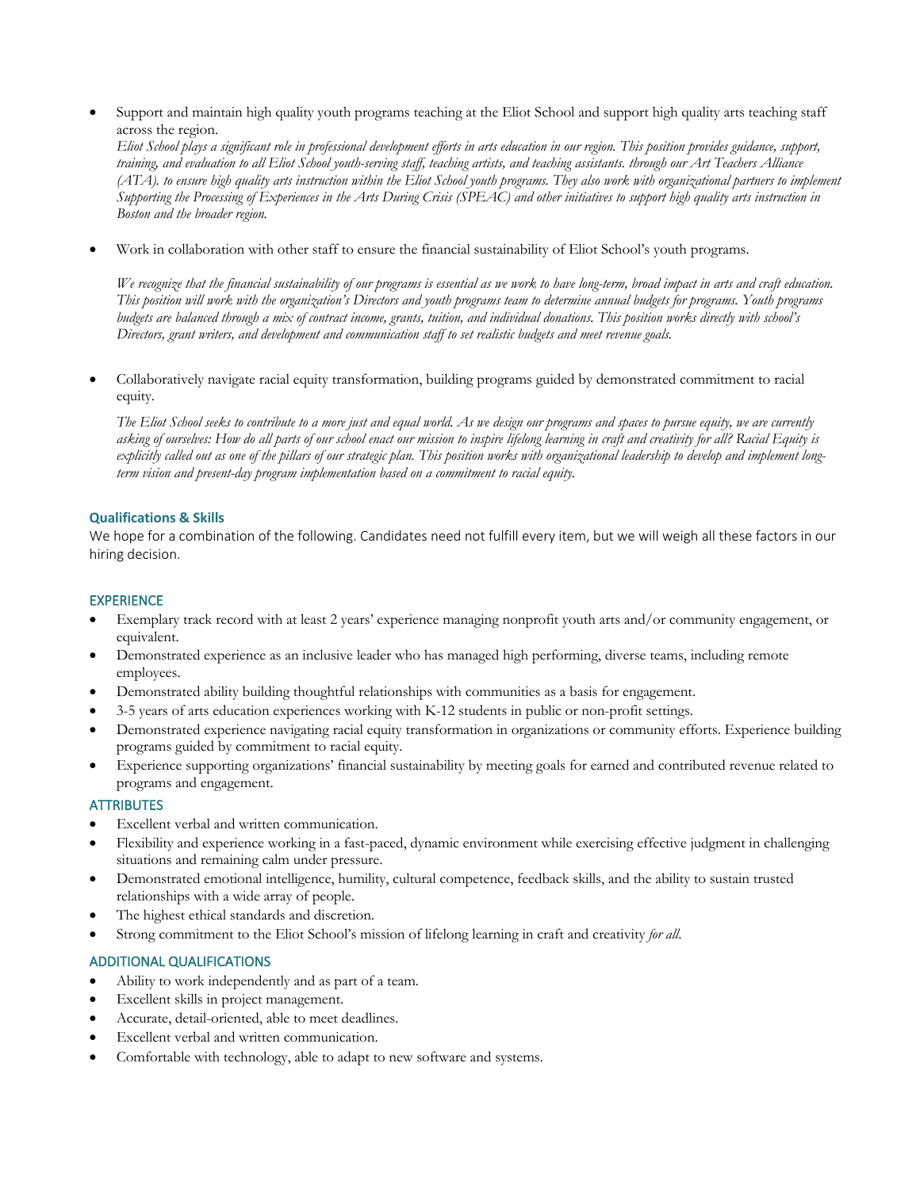- Support and maintain high quality youth programs teaching at the Eliot School and support high quality arts teaching staff across the region.

  *Eliot School plays a significant role in professional development efforts in arts education in our region. This position provides guidance, support, training, and evaluation to all Eliot School youth-serving staff, teaching artists, and teaching assistants. through our Art Teachers Alliance (ATA). to ensure high quality arts instruction within the Eliot School youth programs. They also work with organizational partners to implement Supporting the Processing of Experiences in the Arts During Crisis (SPEAC) and other initiatives to support high quality arts instruction in Boston and the broader region.*

- Work in collaboration with other staff to ensure the financial sustainability of Eliot School's youth programs.

  *We recognize that the financial sustainability of our programs is essential as we work to have long-term, broad impact in arts and craft education. This position will work with the organization's Directors and youth programs team to determine annual budgets for programs. Youth programs budgets are balanced through a mix of contract income, grants, tuition, and individual donations. This position works directly with school's Directors, grant writers, and development and communication staff to set realistic budgets and meet revenue goals.*

- Collaboratively navigate racial equity transformation, building programs guided by demonstrated commitment to racial equity.

  *The Eliot School seeks to contribute to a more just and equal world. As we design our programs and spaces to pursue equity, we are currently asking of ourselves: How do all parts of our school enact our mission to inspire lifelong learning in craft and creativity for all? Racial Equity is explicitly called out as one of the pillars of our strategic plan. This position works with organizational leadership to develop and implement long-term vision and present-day program implementation based on a commitment to racial equity.*

### Qualifications & Skills

We hope for a combination of the following. Candidates need not fulfill every item, but we will weigh all these factors in our hiring decision.

#### EXPERIENCE

- Exemplary track record with at least 2 years' experience managing nonprofit youth arts and/or community engagement, or equivalent.
- Demonstrated experience as an inclusive leader who has managed high performing, diverse teams, including remote employees.
- Demonstrated ability building thoughtful relationships with communities as a basis for engagement.
- 3-5 years of arts education experiences working with K-12 students in public or non-profit settings.
- Demonstrated experience navigating racial equity transformation in organizations or community efforts. Experience building programs guided by commitment to racial equity.
- Experience supporting organizations' financial sustainability by meeting goals for earned and contributed revenue related to programs and engagement.

#### ATTRIBUTES

- Excellent verbal and written communication.
- Flexibility and experience working in a fast-paced, dynamic environment while exercising effective judgment in challenging situations and remaining calm under pressure.
- Demonstrated emotional intelligence, humility, cultural competence, feedback skills, and the ability to sustain trusted relationships with a wide array of people.
- The highest ethical standards and discretion.
- Strong commitment to the Eliot School's mission of lifelong learning in craft and creativity *for all*.

#### ADDITIONAL QUALIFICATIONS

- Ability to work independently and as part of a team.
- Excellent skills in project management.
- Accurate, detail-oriented, able to meet deadlines.
- Excellent verbal and written communication.
- Comfortable with technology, able to adapt to new software and systems.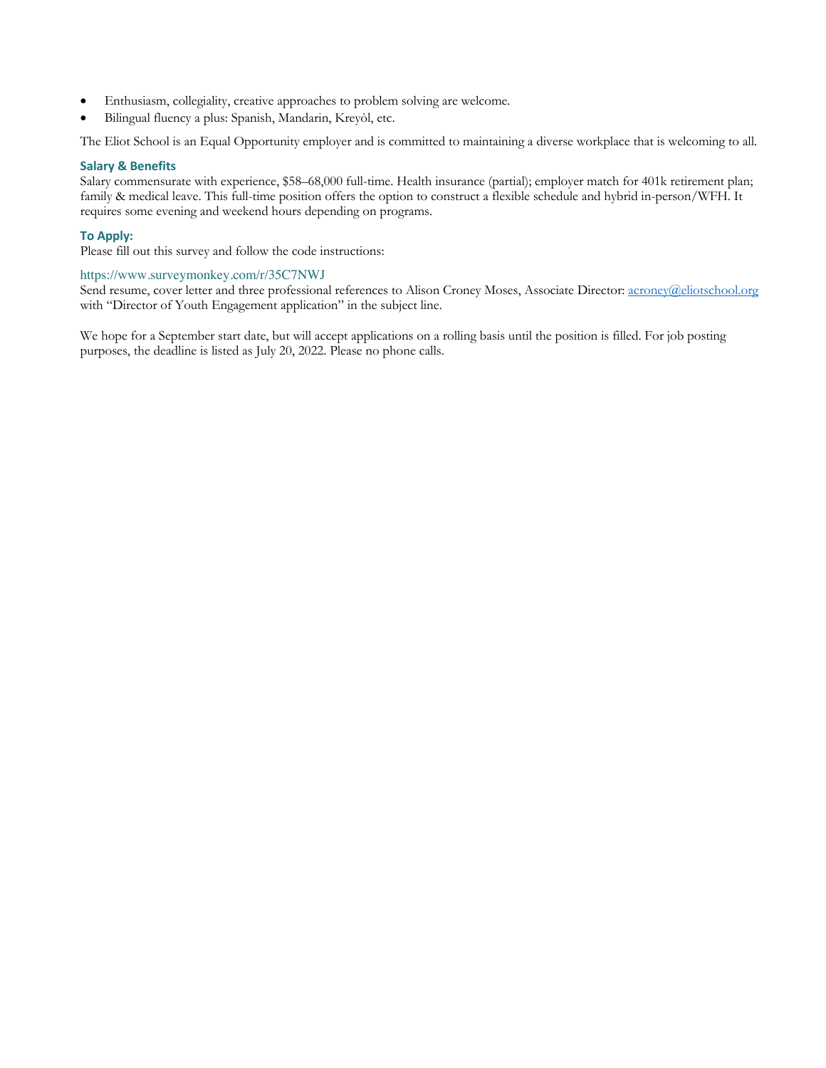- Enthusiasm, collegiality, creative approaches to problem solving are welcome.
- Bilingual fluency a plus: Spanish, Mandarin, Kreyòl, etc.

The Eliot School is an Equal Opportunity employer and is committed to maintaining a diverse workplace that is welcoming to all.

### Salary & Benefits

Salary commensurate with experience, $58–68,000 full-time. Health insurance (partial); employer match for 401k retirement plan; family & medical leave. This full-time position offers the option to construct a flexible schedule and hybrid in-person/WFH. It requires some evening and weekend hours depending on programs.

### To Apply:

Please fill out this survey and follow the code instructions:

https://www.surveymonkey.com/r/35C7NWJ

Send resume, cover letter and three professional references to Alison Croney Moses, Associate Director: acroney@eliotschool.org with "Director of Youth Engagement application" in the subject line.

We hope for a September start date, but will accept applications on a rolling basis until the position is filled. For job posting purposes, the deadline is listed as July 20, 2022. Please no phone calls.